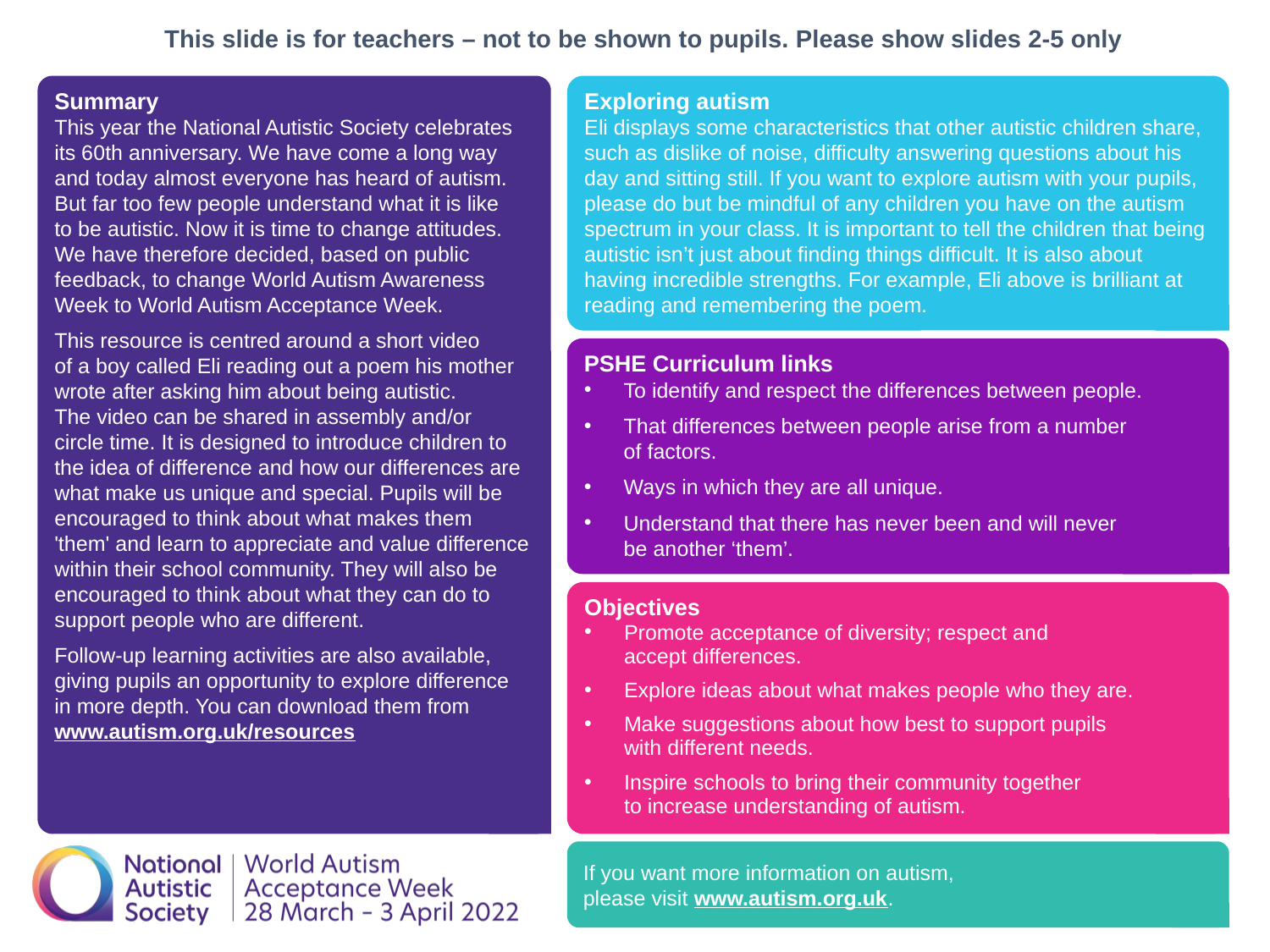**This slide is for teachers – not to be shown to pupils. Please show slides 2-5 only**

## Summary

This year the National Autistic Society celebrates its 60th anniversary. We have come a long way and today almost everyone has heard of autism. But far too few people understand what it is like to be autistic. Now it is time to change attitudes. We have therefore decided, based on public feedback, to change World Autism Awareness Week to World Autism Acceptance Week.

This resource is centred around a short video of a boy called Eli reading out a poem his mother wrote after asking him about being autistic. The video can be shared in assembly and/or circle time. It is designed to introduce children to the idea of difference and how our differences are what make us unique and special. Pupils will be encouraged to think about what makes them 'them' and learn to appreciate and value difference within their school community. They will also be encouraged to think about what they can do to support people who are different.

Follow-up learning activities are also available, giving pupils an opportunity to explore difference in more depth. You can download them from **www.autism.org.uk/resources**

## Exploring autism

Eli displays some characteristics that other autistic children share, such as dislike of noise, difficulty answering questions about his day and sitting still. If you want to explore autism with your pupils, please do but be mindful of any children you have on the autism spectrum in your class. It is important to tell the children that being autistic isn't just about finding things difficult. It is also about having incredible strengths. For example, Eli above is brilliant at reading and remembering the poem.

## PSHE Curriculum links

- To identify and respect the differences between people.
- That differences between people arise from a number of factors.
- Ways in which they are all unique.
- Understand that there has never been and will never be another 'them'.

## Objectives

- Promote acceptance of diversity; respect and accept differences.
- Explore ideas about what makes people who they are.
- Make suggestions about how best to support pupils with different needs.
- Inspire schools to bring their community together to increase understanding of autism.

If you want more information on autism, please visit **www.autism.org.uk**.

National Autistic Society | World Autism Acceptance Week 28 March – 3 April 2022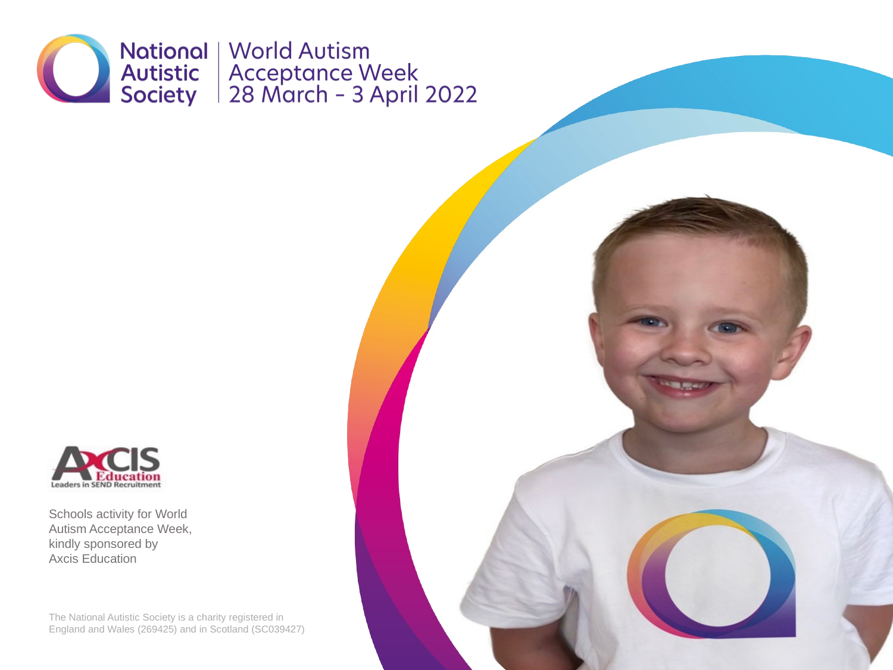National Autistic Society | World Autism Acceptance Week 28 March – 3 April 2022

Axcis Education – Leaders in SEND Recruitment

Schools activity for World Autism Acceptance Week, kindly sponsored by Axcis Education

The National Autistic Society is a charity registered in England and Wales (269425) and in Scotland (SC039427)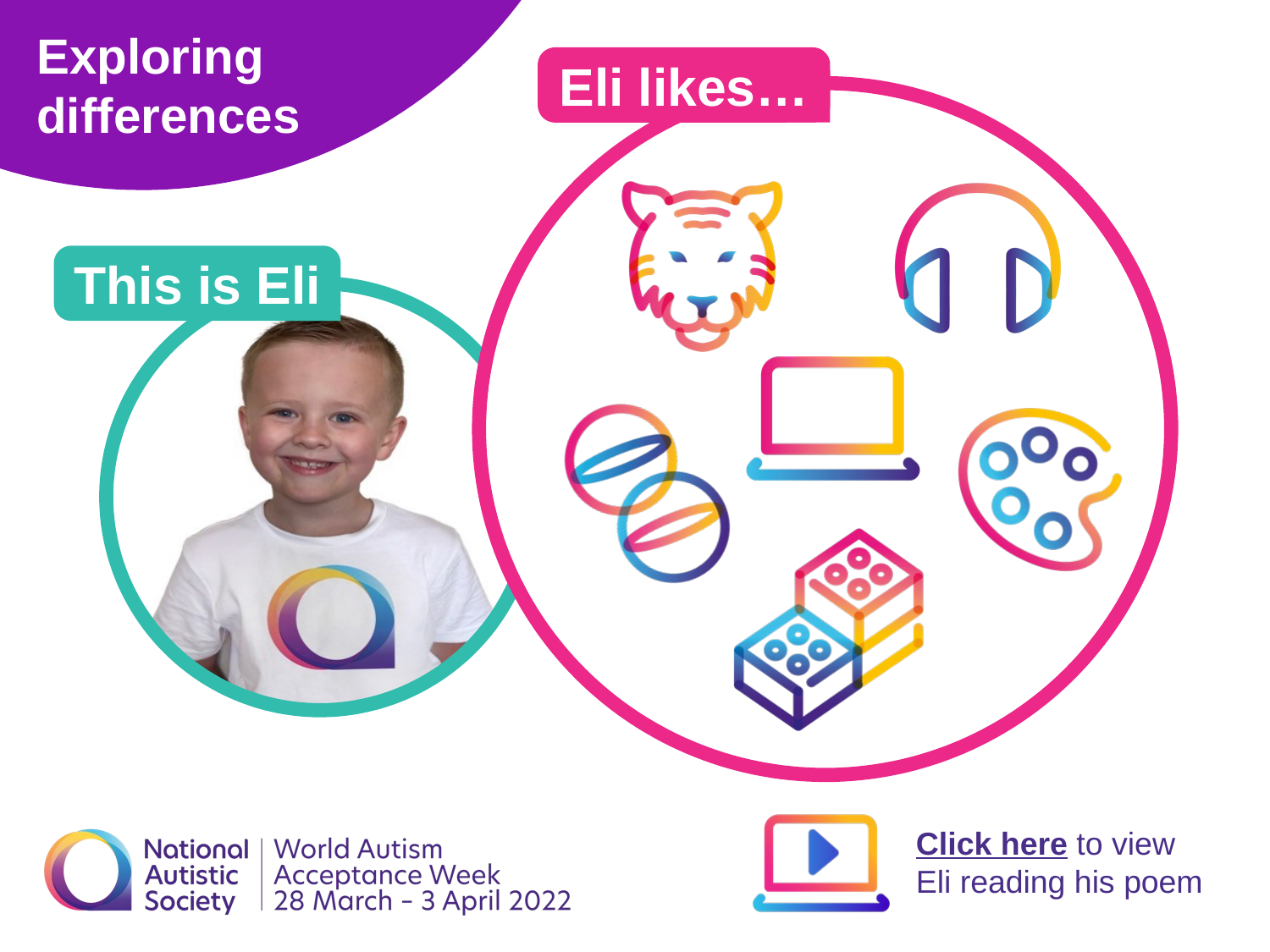# Exploring differences

## This is Eli

## Eli likes…

National Autistic Society | World Autism Acceptance Week 28 March – 3 April 2022

**Click here** to view Eli reading his poem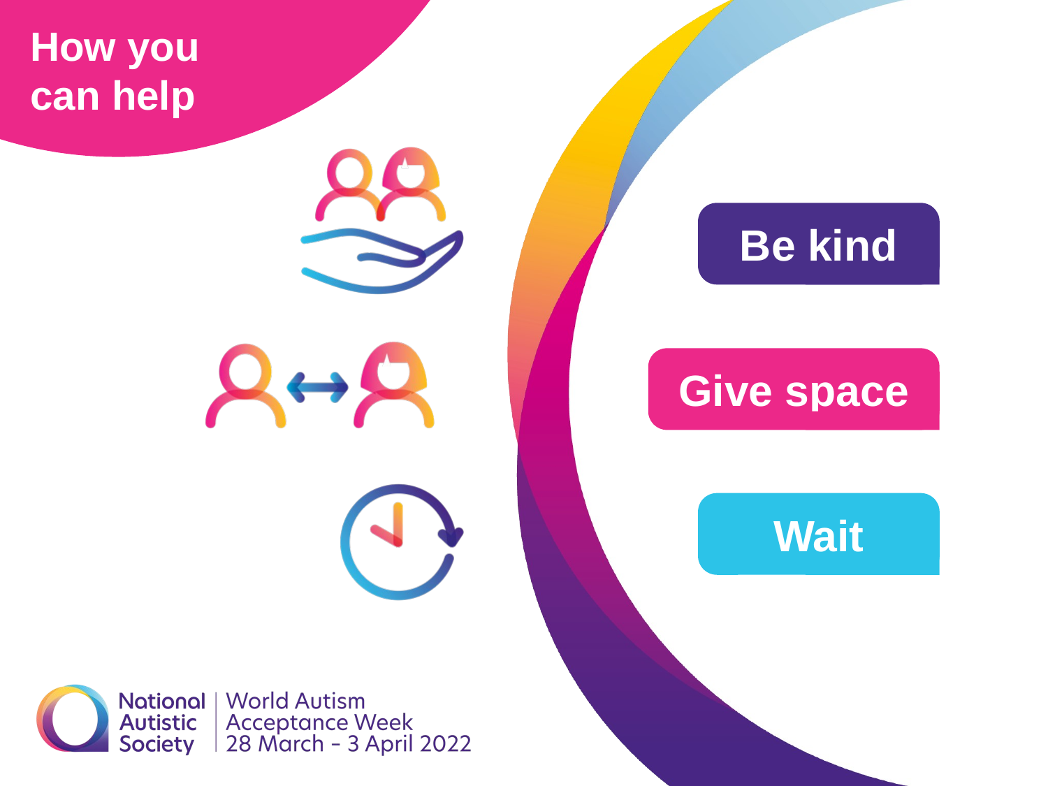# How you can help

**Be kind**

**Give space**

**Wait**

National Autistic Society | World Autism Acceptance Week 28 March – 3 April 2022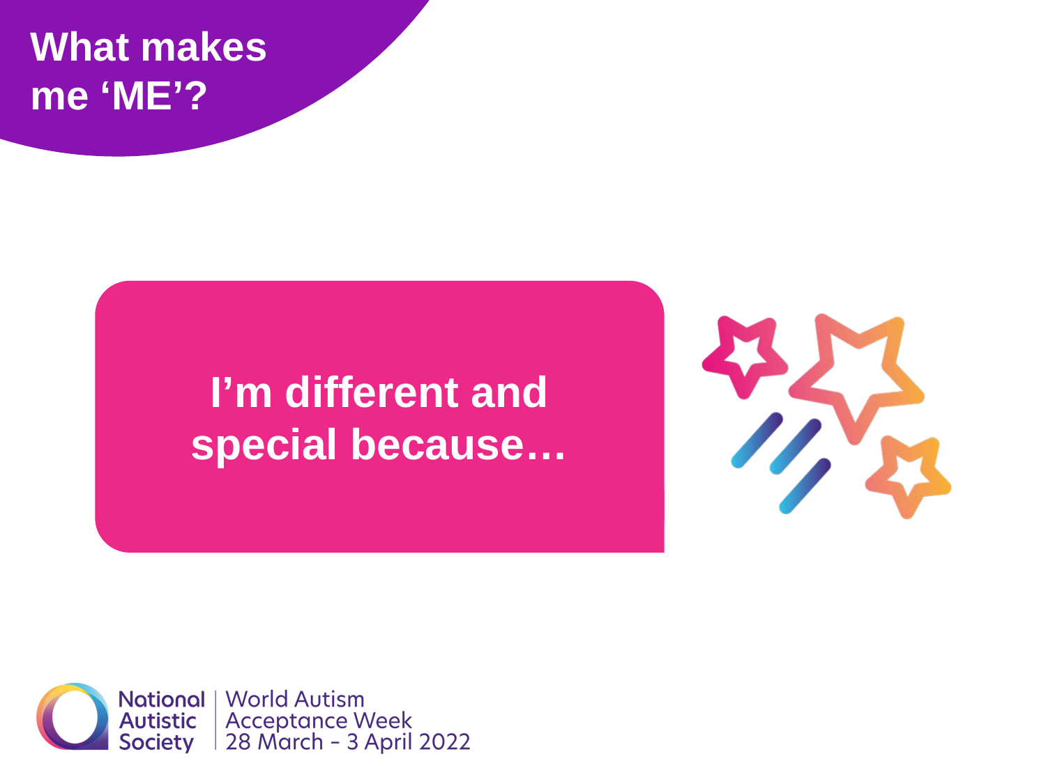# What makes me 'ME'?

**I'm different and special because…**

National Autistic Society | World Autism Acceptance Week 28 March - 3 April 2022